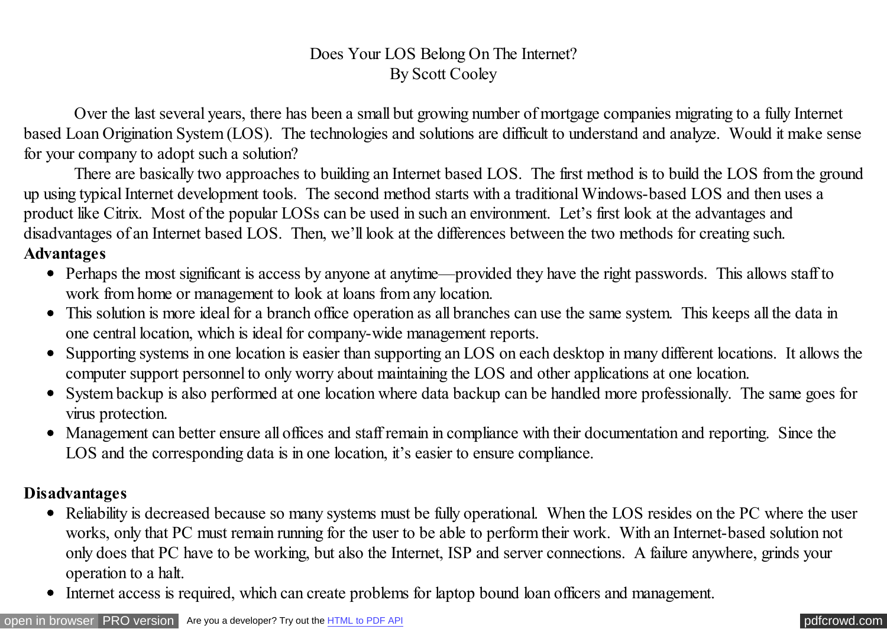# Does Your LOS Belong On The Internet?

By Scott Cooley

Over the last several years, there has been a small but growing number of mortgage companies migrating to a fully Internet based Loan Origination System (LOS). The technologies and solutions are difficult to understand and analyze. Would it make sense for your company to adopt such a solution?

There are basically two approaches to building an Internet based LOS. The first method is to build the LOS from the ground up using typical Internet development tools. The second method starts with a traditional Windows-based LOS and then uses a product like Citrix. Most of the popular LOSs can be used in such an environment. Let's first look at the advantages and disadvantages of an Internet based LOS. Then, we'll look at the differences between the two methods for creating such.

**Advantages**

- Perhaps the most significant is access by anyone at anytime—provided they have the right passwords. This allows staff to work from home or management to look at loans from any location.
- This solution is more ideal for a branch office operation as all branches can use the same system. This keeps all the data in one central location, which is ideal for company-wide management reports.
- Supporting systems in one location is easier than supporting an LOS on each desktop in many different locations. It allows the computer support personnel to only worry about maintaining the LOS and other applications at one location.
- System backup is also performed at one location where data backup can be handled more professionally. The same goes for virus protection.
- Management can better ensure all offices and staff remain in compliance with their documentation and reporting. Since the LOS and the corresponding data is in one location, it's easier to ensure compliance.

**Disadvantages**

- Reliability is decreased because so many systems must be fully operational. When the LOS resides on the PC where the user works, only that PC must remain running for the user to be able to perform their work. With an Internet-based solution not only does that PC have to be working, but also the Internet, ISP and server connections. A failure anywhere, grinds your operation to a halt.
- Internet access is required, which can create problems for laptop bound loan officers and management.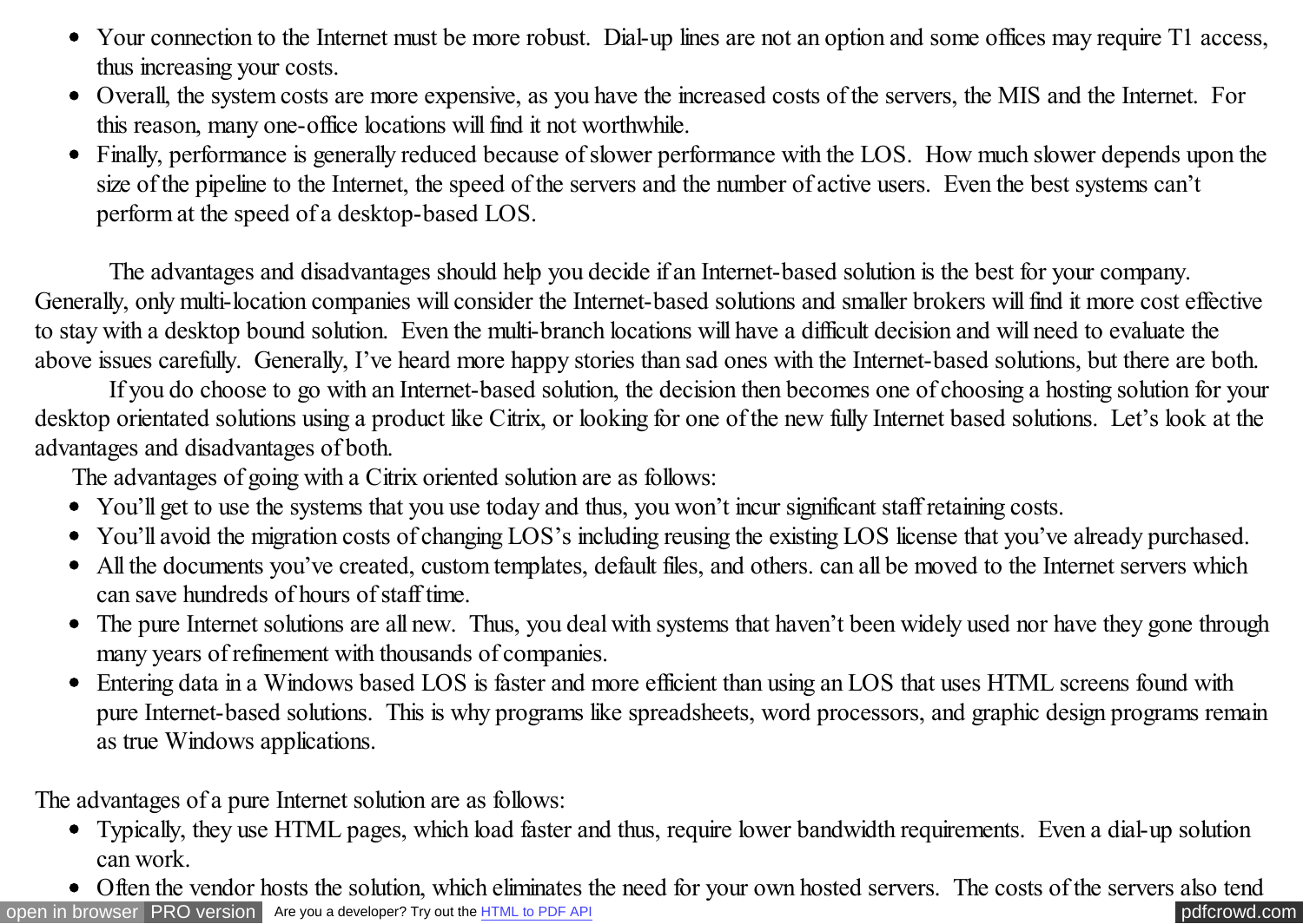- Your connection to the Internet must be more robust. Dial-up lines are not an option and some offices may require T1 access, thus increasing your costs.
- Overall, the system costs are more expensive, as you have the increased costs of the servers, the MIS and the Internet. For this reason, many one-office locations will find it not worthwhile.
- Finally, performance is generally reduced because of slower performance with the LOS. How much slower depends upon the size of the pipeline to the Internet, the speed of the servers and the number of active users. Even the best systems can't perform at the speed of a desktop-based LOS.

The advantages and disadvantages should help you decide if an Internet-based solution is the best for your company. Generally, only multi-location companies will consider the Internet-based solutions and smaller brokers will find it more cost effective to stay with a desktop bound solution. Even the multi-branch locations will have a difficult decision and will need to evaluate the above issues carefully. Generally, I've heard more happy stories than sad ones with the Internet-based solutions, but there are both.

If you do choose to go with an Internet-based solution, the decision then becomes one of choosing a hosting solution for your desktop orientated solutions using a product like Citrix, or looking for one of the new fully Internet based solutions. Let's look at the advantages and disadvantages of both.

The advantages of going with a Citrix oriented solution are as follows:

- You'll get to use the systems that you use today and thus, you won't incur significant staff retaining costs.
- You'll avoid the migration costs of changing LOS's including reusing the existing LOS license that you've already purchased.
- All the documents you've created, custom templates, default files, and others. can all be moved to the Internet servers which can save hundreds of hours of staff time.
- The pure Internet solutions are all new. Thus, you deal with systems that haven't been widely used nor have they gone through many years of refinement with thousands of companies.
- Entering data in a Windows based LOS is faster and more efficient than using an LOS that uses HTML screens found with pure Internet-based solutions. This is why programs like spreadsheets, word processors, and graphic design programs remain as true Windows applications.

The advantages of a pure Internet solution are as follows:

- Typically, they use HTML pages, which load faster and thus, require lower bandwidth requirements. Even a dial-up solution can work.
- Often the vendor hosts the solution, which eliminates the need for your own hosted servers. The costs of the servers also tend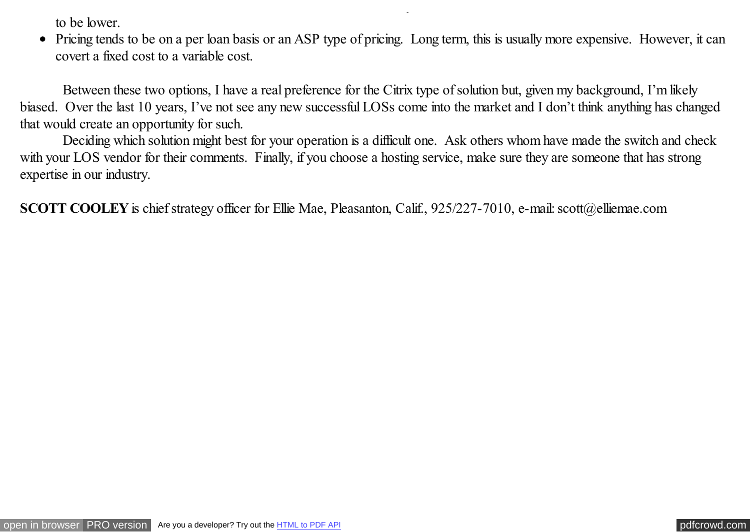to be lower.

- Pricing tends to be on a per loan basis or an ASP type of pricing. Long term, this is usually more expensive. However, it can covert a fixed cost to a variable cost.

Between these two options, I have a real preference for the Citrix type of solution but, given my background, I'm likely biased. Over the last 10 years, I've not see any new successful LOSs come into the market and I don't think anything has changed that would create an opportunity for such.

Deciding which solution might best for your operation is a difficult one. Ask others whom have made the switch and check with your LOS vendor for their comments. Finally, if you choose a hosting service, make sure they are someone that has strong expertise in our industry.

**SCOTT COOLEY** is chief strategy officer for Ellie Mae, Pleasanton, Calif., 925/227-7010, e-mail: scott@elliemae.com